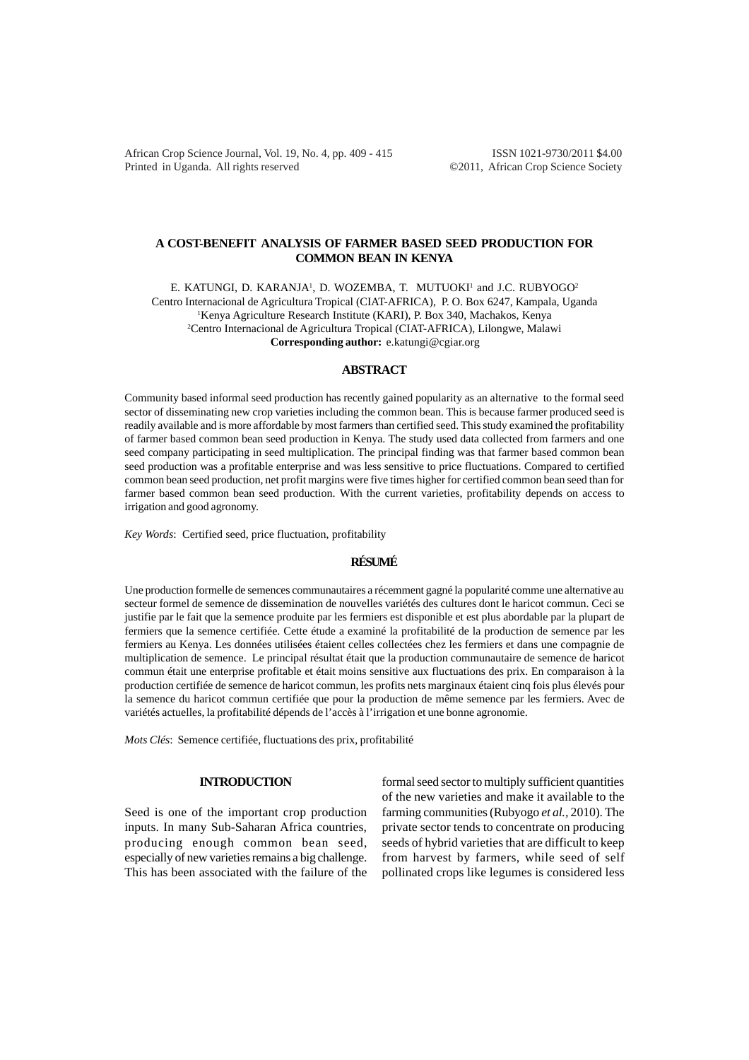# A COST-BENEFIT ANALYSIS OF FARMER BASED SEED PRODUCTION FOR COMMON BEAN IN KENYA

E. KATUNGI, D. KARANJA[1], D. WOZEMBA, T. MUTUOKI[1] and J.C. RUBYOGO[2]

Centro Internacional de Agricultura Tropical (CIAT-AFRICA), P. O. Box 6247, Kampala, Uganda

[1]Kenya Agriculture Research Institute (KARI), P. Box 340, Machakos, Kenya

[2]Centro Internacional de Agricultura Tropical (CIAT-AFRICA), Lilongwe, Malawi

**Corresponding author:** e.katungi@cgiar.org

## ABSTRACT

Community based informal seed production has recently gained popularity as an alternative to the formal seed sector of disseminating new crop varieties including the common bean. This is because farmer produced seed is readily available and is more affordable by most farmers than certified seed. This study examined the profitability of farmer based common bean seed production in Kenya. The study used data collected from farmers and one seed company participating in seed multiplication. The principal finding was that farmer based common bean seed production was a profitable enterprise and was less sensitive to price fluctuations. Compared to certified common bean seed production, net profit margins were five times higher for certified common bean seed than for farmer based common bean seed production. With the current varieties, profitability depends on access to irrigation and good agronomy.

*Key Words*: Certified seed, price fluctuation, profitability

## RÉSUMÉ

Une production formelle de semences communautaires a récemment gagné la popularité comme une alternative au secteur formel de semence de dissemination de nouvelles variétés des cultures dont le haricot commun. Ceci se justifie par le fait que la semence produite par les fermiers est disponible et est plus abordable par la plupart de fermiers que la semence certifiée. Cette étude a examiné la profitabilité de la production de semence par les fermiers au Kenya. Les données utilisées étaient celles collectées chez les fermiers et dans une compagnie de multiplication de semence. Le principal résultat était que la production communautaire de semence de haricot commun était une enterprise profitable et était moins sensitive aux fluctuations des prix. En comparaison à la production certifiée de semence de haricot commun, les profits nets marginaux étaient cinq fois plus élevés pour la semence du haricot commun certifiée que pour la production de même semence par les fermiers. Avec de variétés actuelles, la profitabilité dépends de l'accès à l'irrigation et une bonne agronomie.

*Mots Clés*: Semence certifiée, fluctuations des prix, profitabilité

## INTRODUCTION

Seed is one of the important crop production inputs. In many Sub-Saharan Africa countries, producing enough common bean seed, especially of new varieties remains a big challenge. This has been associated with the failure of the formal seed sector to multiply sufficient quantities of the new varieties and make it available to the farming communities (Rubyogo *et al.*, 2010). The private sector tends to concentrate on producing seeds of hybrid varieties that are difficult to keep from harvest by farmers, while seed of self pollinated crops like legumes is considered less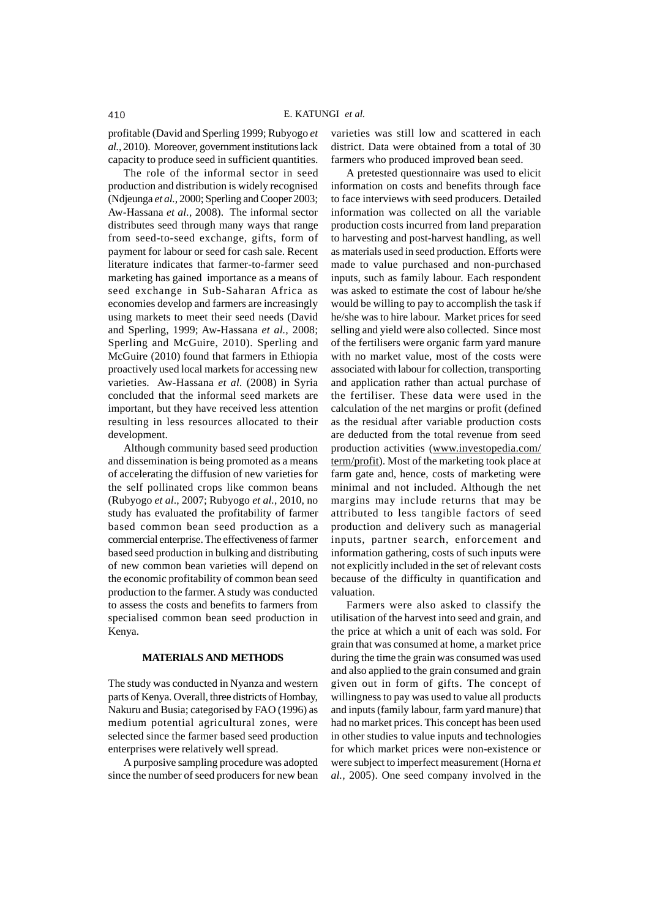profitable (David and Sperling 1999; Rubyogo *et al.*, 2010). Moreover, government institutions lack capacity to produce seed in sufficient quantities.

The role of the informal sector in seed production and distribution is widely recognised (Ndjeunga *et al.,* 2000; Sperling and Cooper 2003; Aw-Hassana *et al.,* 2008). The informal sector distributes seed through many ways that range from seed-to-seed exchange, gifts, form of payment for labour or seed for cash sale. Recent literature indicates that farmer-to-farmer seed marketing has gained importance as a means of seed exchange in Sub-Saharan Africa as economies develop and farmers are increasingly using markets to meet their seed needs (David and Sperling, 1999; Aw-Hassana *et al.,* 2008; Sperling and McGuire, 2010). Sperling and McGuire (2010) found that farmers in Ethiopia proactively used local markets for accessing new varieties. Aw-Hassana *et al.* (2008) in Syria concluded that the informal seed markets are important, but they have received less attention resulting in less resources allocated to their development.

Although community based seed production and dissemination is being promoted as a means of accelerating the diffusion of new varieties for the self pollinated crops like common beans (Rubyogo *et al*., 2007; Rubyogo *et al.*, 2010, no study has evaluated the profitability of farmer based common bean seed production as a commercial enterprise. The effectiveness of farmer based seed production in bulking and distributing of new common bean varieties will depend on the economic profitability of common bean seed production to the farmer. A study was conducted to assess the costs and benefits to farmers from specialised common bean seed production in Kenya.

## MATERIALS AND METHODS

The study was conducted in Nyanza and western parts of Kenya. Overall, three districts of Hombay, Nakuru and Busia; categorised by FAO (1996) as medium potential agricultural zones, were selected since the farmer based seed production enterprises were relatively well spread.

A purposive sampling procedure was adopted since the number of seed producers for new bean varieties was still low and scattered in each district. Data were obtained from a total of 30 farmers who produced improved bean seed.

A pretested questionnaire was used to elicit information on costs and benefits through face to face interviews with seed producers. Detailed information was collected on all the variable production costs incurred from land preparation to harvesting and post-harvest handling, as well as materials used in seed production. Efforts were made to value purchased and non-purchased inputs, such as family labour. Each respondent was asked to estimate the cost of labour he/she would be willing to pay to accomplish the task if he/she was to hire labour. Market prices for seed selling and yield were also collected. Since most of the fertilisers were organic farm yard manure with no market value, most of the costs were associated with labour for collection, transporting and application rather than actual purchase of the fertiliser. These data were used in the calculation of the net margins or profit (defined as the residual after variable production costs are deducted from the total revenue from seed production activities (www.investopedia.com/term/profit). Most of the marketing took place at farm gate and, hence, costs of marketing were minimal and not included. Although the net margins may include returns that may be attributed to less tangible factors of seed production and delivery such as managerial inputs, partner search, enforcement and information gathering, costs of such inputs were not explicitly included in the set of relevant costs because of the difficulty in quantification and valuation.

Farmers were also asked to classify the utilisation of the harvest into seed and grain, and the price at which a unit of each was sold. For grain that was consumed at home, a market price during the time the grain was consumed was used and also applied to the grain consumed and grain given out in form of gifts. The concept of willingness to pay was used to value all products and inputs (family labour, farm yard manure) that had no market prices. This concept has been used in other studies to value inputs and technologies for which market prices were non-existence or were subject to imperfect measurement (Horna *et al.,* 2005). One seed company involved in the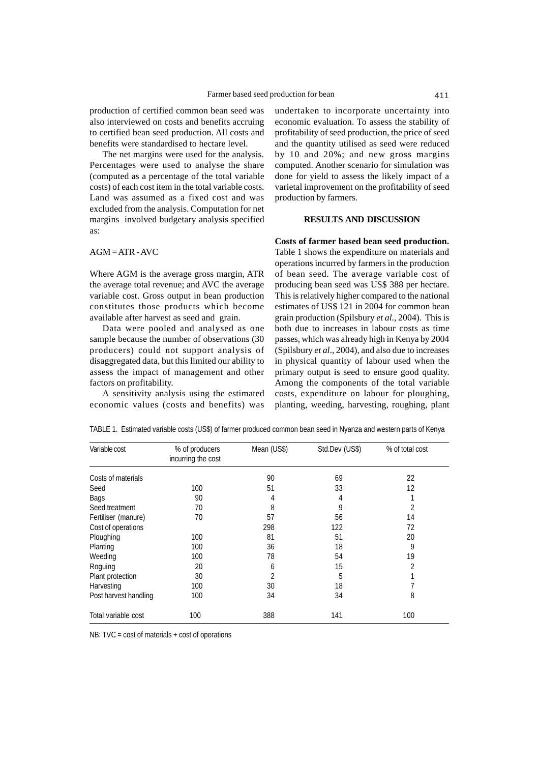production of certified common bean seed was also interviewed on costs and benefits accruing to certified bean seed production. All costs and benefits were standardised to hectare level.

The net margins were used for the analysis. Percentages were used to analyse the share (computed as a percentage of the total variable costs) of each cost item in the total variable costs. Land was assumed as a fixed cost and was excluded from the analysis. Computation for net margins involved budgetary analysis specified as:

$$AGM = ATR - AVC$$

Where AGM is the average gross margin, ATR the average total revenue; and AVC the average variable cost. Gross output in bean production constitutes those products which become available after harvest as seed and grain.

Data were pooled and analysed as one sample because the number of observations (30 producers) could not support analysis of disaggregated data, but this limited our ability to assess the impact of management and other factors on profitability.

A sensitivity analysis using the estimated economic values (costs and benefits) was undertaken to incorporate uncertainty into economic evaluation. To assess the stability of profitability of seed production, the price of seed and the quantity utilised as seed were reduced by 10 and 20%; and new gross margins computed. Another scenario for simulation was done for yield to assess the likely impact of a varietal improvement on the profitability of seed production by farmers.

## RESULTS AND DISCUSSION

**Costs of farmer based bean seed production.** Table 1 shows the expenditure on materials and operations incurred by farmers in the production of bean seed. The average variable cost of producing bean seed was US$ 388 per hectare. This is relatively higher compared to the national estimates of US$ 121 in 2004 for common bean grain production (Spilsbury *et al.*, 2004). This is both due to increases in labour costs as time passes, which was already high in Kenya by 2004 (Spilsbury *et al*., 2004), and also due to increases in physical quantity of labour used when the primary output is seed to ensure good quality. Among the components of the total variable costs, expenditure on labour for ploughing, planting, weeding, harvesting, roughing, plant

TABLE 1. Estimated variable costs (US$) of farmer produced common bean seed in Nyanza and western parts of Kenya

| Variable cost | % of producers incurring the cost | Mean (US$) | Std.Dev (US$) | % of total cost |
|---|---|---|---|---|
| Costs of materials | | 90 | 69 | 22 |
| Seed | 100 | 51 | 33 | 12 |
| Bags | 90 | 4 | 4 | 1 |
| Seed treatment | 70 | 8 | 9 | 2 |
| Fertiliser (manure) | 70 | 57 | 56 | 14 |
| Cost of operations | | 298 | 122 | 72 |
| Ploughing | 100 | 81 | 51 | 20 |
| Planting | 100 | 36 | 18 | 9 |
| Weeding | 100 | 78 | 54 | 19 |
| Roguing | 20 | 6 | 15 | 2 |
| Plant protection | 30 | 2 | 5 | 1 |
| Harvesting | 100 | 30 | 18 | 7 |
| Post harvest handling | 100 | 34 | 34 | 8 |
| Total variable cost | 100 | 388 | 141 | 100 |

NB: TVC = cost of materials + cost of operations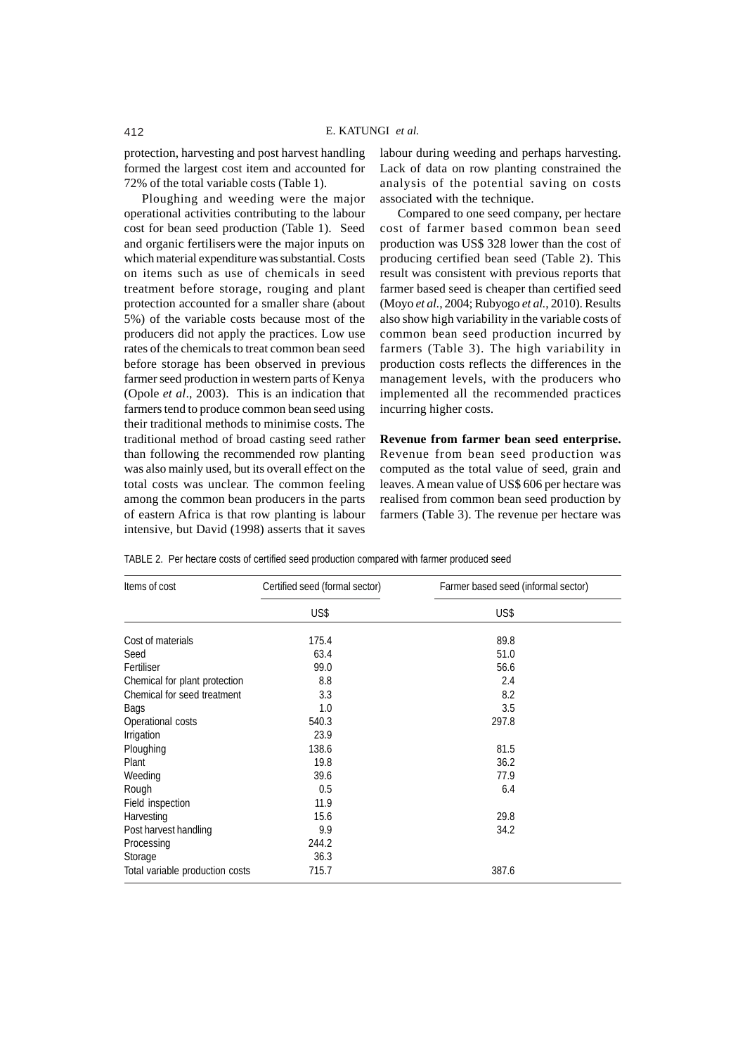protection, harvesting and post harvest handling formed the largest cost item and accounted for 72% of the total variable costs (Table 1).

Ploughing and weeding were the major operational activities contributing to the labour cost for bean seed production (Table 1). Seed and organic fertilisers were the major inputs on which material expenditure was substantial. Costs on items such as use of chemicals in seed treatment before storage, rouging and plant protection accounted for a smaller share (about 5%) of the variable costs because most of the producers did not apply the practices. Low use rates of the chemicals to treat common bean seed before storage has been observed in previous farmer seed production in western parts of Kenya (Opole *et al*., 2003). This is an indication that farmers tend to produce common bean seed using their traditional methods to minimise costs. The traditional method of broad casting seed rather than following the recommended row planting was also mainly used, but its overall effect on the total costs was unclear. The common feeling among the common bean producers in the parts of eastern Africa is that row planting is labour intensive, but David (1998) asserts that it saves labour during weeding and perhaps harvesting. Lack of data on row planting constrained the analysis of the potential saving on costs associated with the technique.

Compared to one seed company, per hectare cost of farmer based common bean seed production was US$ 328 lower than the cost of producing certified bean seed (Table 2). This result was consistent with previous reports that farmer based seed is cheaper than certified seed (Moyo *et al.*, 2004; Rubyogo *et al.*, 2010). Results also show high variability in the variable costs of common bean seed production incurred by farmers (Table 3). The high variability in production costs reflects the differences in the management levels, with the producers who implemented all the recommended practices incurring higher costs.

**Revenue from farmer bean seed enterprise.** Revenue from bean seed production was computed as the total value of seed, grain and leaves. A mean value of US$ 606 per hectare was realised from common bean seed production by farmers (Table 3). The revenue per hectare was

TABLE 2. Per hectare costs of certified seed production compared with farmer produced seed

| Items of cost | Certified seed (formal sector) | Farmer based seed (informal sector) |
|---|---|---|
| | US$ | US$ |
| Cost of materials | 175.4 | 89.8 |
| Seed | 63.4 | 51.0 |
| Fertiliser | 99.0 | 56.6 |
| Chemical for plant protection | 8.8 | 2.4 |
| Chemical for seed treatment | 3.3 | 8.2 |
| Bags | 1.0 | 3.5 |
| Operational costs | 540.3 | 297.8 |
| Irrigation | 23.9 | |
| Ploughing | 138.6 | 81.5 |
| Plant | 19.8 | 36.2 |
| Weeding | 39.6 | 77.9 |
| Rough | 0.5 | 6.4 |
| Field inspection | 11.9 | |
| Harvesting | 15.6 | 29.8 |
| Post harvest handling | 9.9 | 34.2 |
| Processing | 244.2 | |
| Storage | 36.3 | |
| Total variable production costs | 715.7 | 387.6 |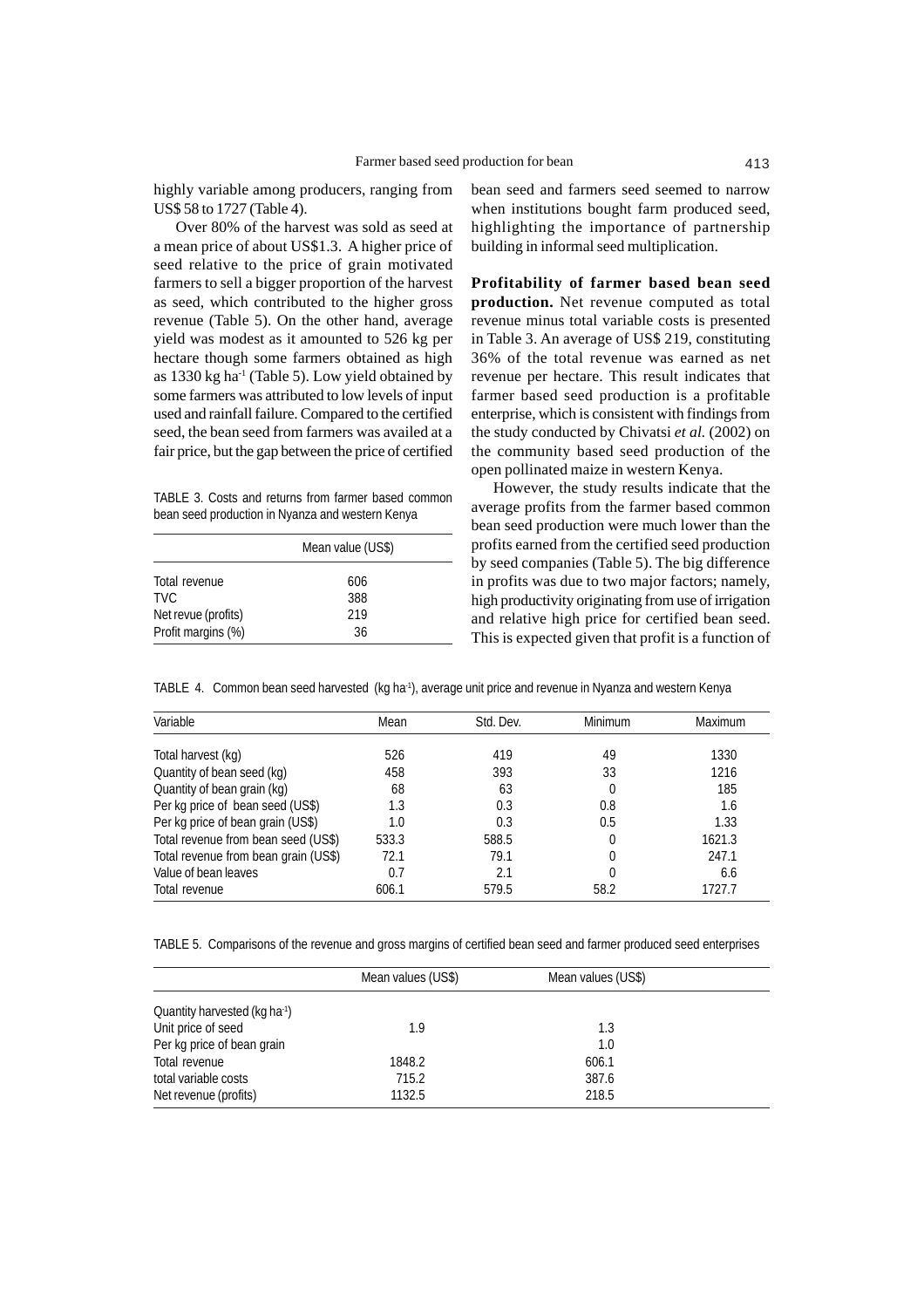highly variable among producers, ranging from US$ 58 to 1727 (Table 4).

Over 80% of the harvest was sold as seed at a mean price of about US$1.3. A higher price of seed relative to the price of grain motivated farmers to sell a bigger proportion of the harvest as seed, which contributed to the higher gross revenue (Table 5). On the other hand, average yield was modest as it amounted to 526 kg per hectare though some farmers obtained as high as 1330 kg $ha^{-1}$ (Table 5). Low yield obtained by some farmers was attributed to low levels of input used and rainfall failure. Compared to the certified seed, the bean seed from farmers was availed at a fair price, but the gap between the price of certified bean seed and farmers seed seemed to narrow when institutions bought farm produced seed, highlighting the importance of partnership building in informal seed multiplication.

TABLE 3. Costs and returns from farmer based common bean seed production in Nyanza and western Kenya

| | Mean value (US$) |
|---|---|
| Total revenue | 606 |
| TVC | 388 |
| Net revue (profits) | 219 |
| Profit margins (%) | 36 |

**Profitability of farmer based bean seed production.** Net revenue computed as total revenue minus total variable costs is presented in Table 3. An average of US$ 219, constituting 36% of the total revenue was earned as net revenue per hectare. This result indicates that farmer based seed production is a profitable enterprise, which is consistent with findings from the study conducted by Chivatsi *et al.* (2002) on the community based seed production of the open pollinated maize in western Kenya.

However, the study results indicate that the average profits from the farmer based common bean seed production were much lower than the profits earned from the certified seed production by seed companies (Table 5). The big difference in profits was due to two major factors; namely, high productivity originating from use of irrigation and relative high price for certified bean seed. This is expected given that profit is a function of

TABLE 4. Common bean seed harvested (kg $ha^{-1}$), average unit price and revenue in Nyanza and western Kenya

| Variable | Mean | Std. Dev. | Minimum | Maximum |
|---|---|---|---|---|
| Total harvest (kg) | 526 | 419 | 49 | 1330 |
| Quantity of bean seed (kg) | 458 | 393 | 33 | 1216 |
| Quantity of bean grain (kg) | 68 | 63 | 0 | 185 |
| Per kg price of bean seed (US$) | 1.3 | 0.3 | 0.8 | 1.6 |
| Per kg price of bean grain (US$) | 1.0 | 0.3 | 0.5 | 1.33 |
| Total revenue from bean seed (US$) | 533.3 | 588.5 | 0 | 1621.3 |
| Total revenue from bean grain (US$) | 72.1 | 79.1 | 0 | 247.1 |
| Value of bean leaves | 0.7 | 2.1 | 0 | 6.6 |
| Total revenue | 606.1 | 579.5 | 58.2 | 1727.7 |

TABLE 5. Comparisons of the revenue and gross margins of certified bean seed and farmer produced seed enterprises

| | Mean values (US$) | Mean values (US$) |
|---|---|---|
| Quantity harvested (kg $ha^{-1}$) | | |
| Unit price of seed | 1.9 | 1.3 |
| Per kg price of bean grain | | 1.0 |
| Total revenue | 1848.2 | 606.1 |
| total variable costs | 715.2 | 387.6 |
| Net revenue (profits) | 1132.5 | 218.5 |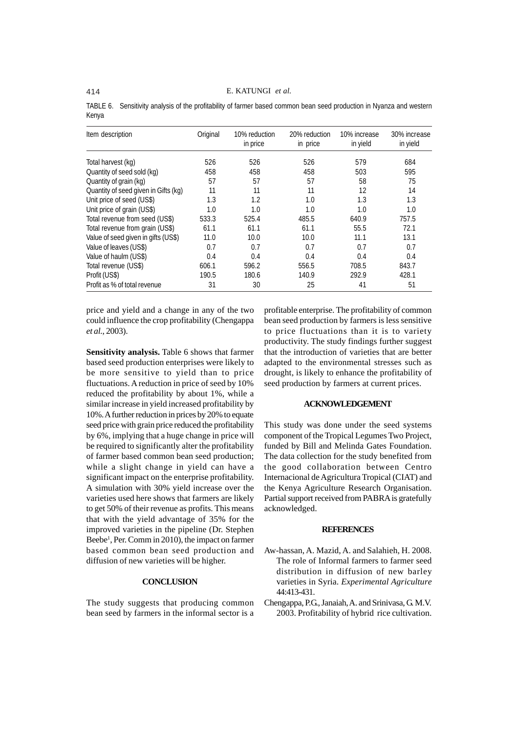TABLE 6. Sensitivity analysis of the profitability of farmer based common bean seed production in Nyanza and western Kenya

| Item description | Original | 10% reduction in price | 20% reduction in price | 10% increase in yield | 30% increase in yield |
|---|---|---|---|---|---|
| Total harvest (kg) | 526 | 526 | 526 | 579 | 684 |
| Quantity of seed sold (kg) | 458 | 458 | 458 | 503 | 595 |
| Quantity of grain (kg) | 57 | 57 | 57 | 58 | 75 |
| Quantity of seed given in Gifts (kg) | 11 | 11 | 11 | 12 | 14 |
| Unit price of seed (US$) | 1.3 | 1.2 | 1.0 | 1.3 | 1.3 |
| Unit price of grain (US$) | 1.0 | 1.0 | 1.0 | 1.0 | 1.0 |
| Total revenue from seed (US$) | 533.3 | 525.4 | 485.5 | 640.9 | 757.5 |
| Total revenue from grain (US$) | 61.1 | 61.1 | 61.1 | 55.5 | 72.1 |
| Value of seed given in gifts (US$) | 11.0 | 10.0 | 10.0 | 11.1 | 13.1 |
| Value of leaves (US$) | 0.7 | 0.7 | 0.7 | 0.7 | 0.7 |
| Value of haulm (US$) | 0.4 | 0.4 | 0.4 | 0.4 | 0.4 |
| Total revenue (US$) | 606.1 | 596.2 | 556.5 | 708.5 | 843.7 |
| Profit (US$) | 190.5 | 180.6 | 140.9 | 292.9 | 428.1 |
| Profit as % of total revenue | 31 | 30 | 25 | 41 | 51 |

price and yield and a change in any of the two could influence the crop profitability (Chengappa *et al.*, 2003).

**Sensitivity analysis.** Table 6 shows that farmer based seed production enterprises were likely to be more sensitive to yield than to price fluctuations. A reduction in price of seed by 10% reduced the profitability by about 1%, while a similar increase in yield increased profitability by 10%. A further reduction in prices by 20% to equate seed price with grain price reduced the profitability by 6%, implying that a huge change in price will be required to significantly alter the profitability of farmer based common bean seed production; while a slight change in yield can have a significant impact on the enterprise profitability. A simulation with 30% yield increase over the varieties used here shows that farmers are likely to get 50% of their revenue as profits. This means that with the yield advantage of 35% for the improved varieties in the pipeline (Dr. Stephen Beebe[1], Per. Comm in 2010), the impact on farmer based common bean seed production and diffusion of new varieties will be higher.

## CONCLUSION

The study suggests that producing common bean seed by farmers in the informal sector is a profitable enterprise. The profitability of common bean seed production by farmers is less sensitive to price fluctuations than it is to variety productivity. The study findings further suggest that the introduction of varieties that are better adapted to the environmental stresses such as drought, is likely to enhance the profitability of seed production by farmers at current prices.

## ACKNOWLEDGEMENT

This study was done under the seed systems component of the Tropical Legumes Two Project, funded by Bill and Melinda Gates Foundation. The data collection for the study benefited from the good collaboration between Centro Internacional de Agricultura Tropical (CIAT) and the Kenya Agriculture Research Organisation. Partial support received from PABRA is gratefully acknowledged.

## REFERENCES

Aw-hassan, A. Mazid, A. and Salahieh, H. 2008. The role of Informal farmers to farmer seed distribution in diffusion of new barley varieties in Syria. *Experimental Agriculture* 44:413-431.

Chengappa, P.G., Janaiah, A. and Srinivasa, G. M.V. 2003. Profitability of hybrid rice cultivation.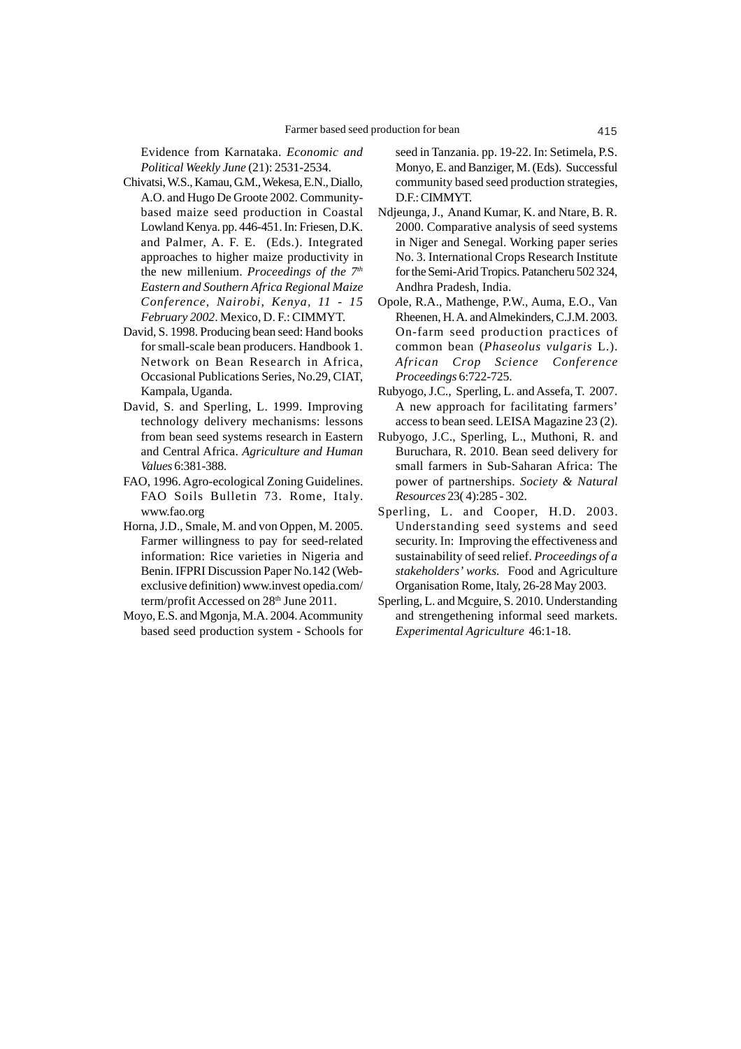Evidence from Karnataka. *Economic and Political Weekly June* (21): 2531-2534.

Chivatsi, W.S., Kamau, G.M., Wekesa, E.N., Diallo, A.O. and Hugo De Groote 2002. Community-based maize seed production in Coastal Lowland Kenya. pp. 446-451. In: Friesen, D.K. and Palmer, A. F. E. (Eds.). Integrated approaches to higher maize productivity in the new millenium. *Proceedings of the 7th Eastern and Southern Africa Regional Maize Conference, Nairobi, Kenya, 11 - 15 February 2002*. Mexico, D. F.: CIMMYT.

David, S. 1998. Producing bean seed: Hand books for small-scale bean producers. Handbook 1. Network on Bean Research in Africa, Occasional Publications Series, No.29, CIAT, Kampala, Uganda.

David, S. and Sperling, L. 1999. Improving technology delivery mechanisms: lessons from bean seed systems research in Eastern and Central Africa. *Agriculture and Human Values* 6:381-388.

FAO, 1996. Agro-ecological Zoning Guidelines. FAO Soils Bulletin 73. Rome, Italy. www.fao.org

Horna, J.D., Smale, M. and von Oppen, M. 2005. Farmer willingness to pay for seed-related information: Rice varieties in Nigeria and Benin. IFPRI Discussion Paper No.142 (Web-exclusive definition) www.invest opedia.com/ term/profit Accessed on 28th June 2011.

Moyo, E.S. and Mgonja, M.A. 2004. Acommunity based seed production system - Schools for seed in Tanzania. pp. 19-22. In: Setimela, P.S. Monyo, E. and Banziger, M. (Eds). Successful community based seed production strategies, D.F.: CIMMYT.

Ndjeunga, J., Anand Kumar, K. and Ntare, B. R. 2000. Comparative analysis of seed systems in Niger and Senegal. Working paper series No. 3. International Crops Research Institute for the Semi-Arid Tropics. Patancheru 502 324, Andhra Pradesh, India.

Opole, R.A., Mathenge, P.W., Auma, E.O., Van Rheenen, H. A. and Almekinders, C.J.M. 2003. On-farm seed production practices of common bean (*Phaseolus vulgaris* L.). *African Crop Science Conference Proceedings* 6:722-725.

Rubyogo, J.C., Sperling, L. and Assefa, T. 2007. A new approach for facilitating farmers' access to bean seed. LEISA Magazine 23 (2).

Rubyogo, J.C., Sperling, L., Muthoni, R. and Buruchara, R. 2010. Bean seed delivery for small farmers in Sub-Saharan Africa: The power of partnerships. *Society & Natural Resources* 23( 4):285 - 302.

Sperling, L. and Cooper, H.D. 2003. Understanding seed systems and seed security. In: Improving the effectiveness and sustainability of seed relief. *Proceedings of a stakeholders' works.* Food and Agriculture Organisation Rome, Italy, 26-28 May 2003.

Sperling, L. and Mcguire, S. 2010. Understanding and strengethening informal seed markets. *Experimental Agriculture* 46:1-18.